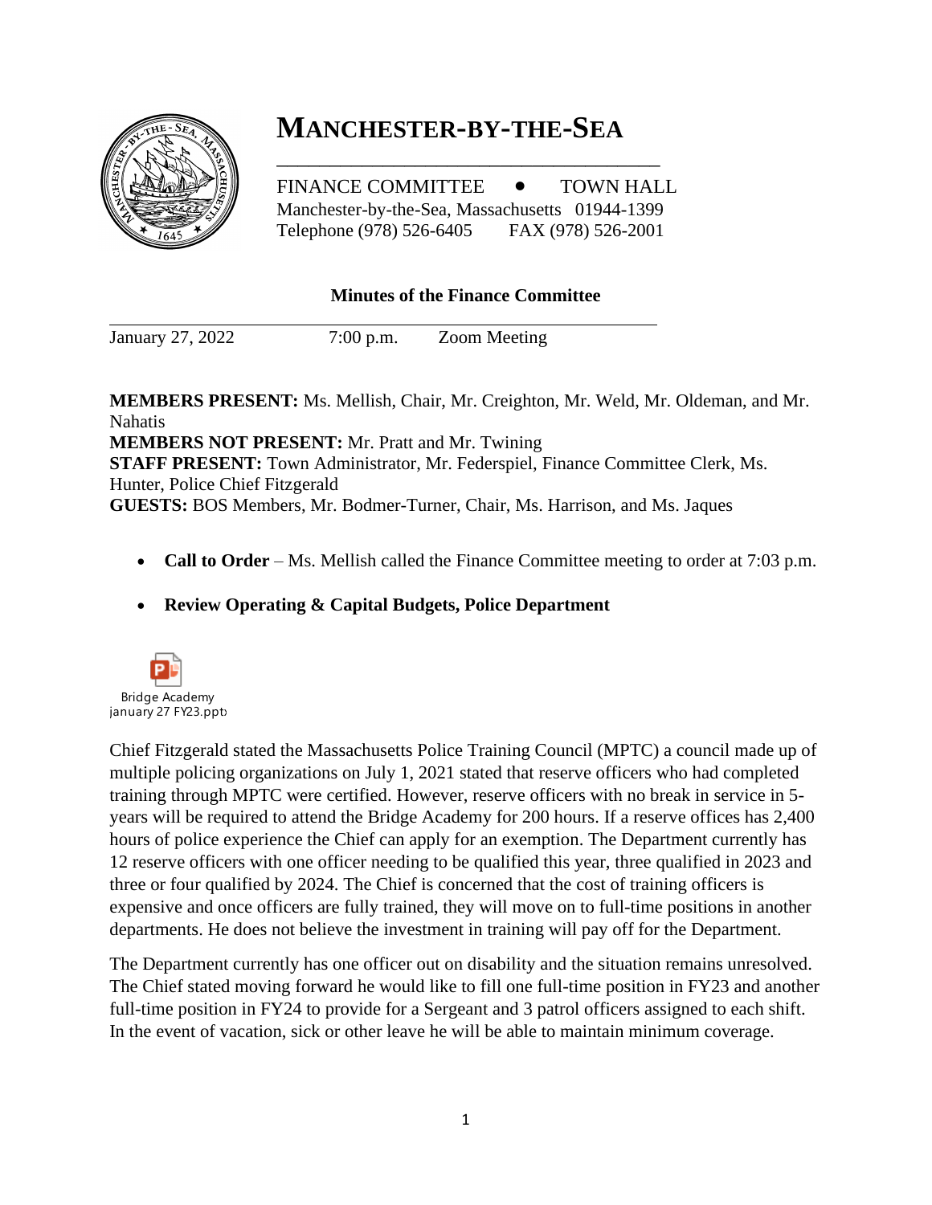# MANCHESTER-BY-THE-SEA

FINANCE COMMITTEE • TOWN HALL
Manchester-by-the-Sea, Massachusetts 01944-1399
Telephone (978) 526-6405 FAX (978) 526-2001

## Minutes of the Finance Committee

January 27, 2022 7:00 p.m. Zoom Meeting

**MEMBERS PRESENT:** Ms. Mellish, Chair, Mr. Creighton, Mr. Weld, Mr. Oldeman, and Mr. Nahatis
**MEMBERS NOT PRESENT:** Mr. Pratt and Mr. Twining
**STAFF PRESENT:** Town Administrator, Mr. Federspiel, Finance Committee Clerk, Ms. Hunter, Police Chief Fitzgerald
**GUESTS:** BOS Members, Mr. Bodmer-Turner, Chair, Ms. Harrison, and Ms. Jaques

- **Call to Order** – Ms. Mellish called the Finance Committee meeting to order at 7:03 p.m.
- **Review Operating & Capital Budgets, Police Department**

Bridge Academy january 27 FY23.pptx

Chief Fitzgerald stated the Massachusetts Police Training Council (MPTC) a council made up of multiple policing organizations on July 1, 2021 stated that reserve officers who had completed training through MPTC were certified. However, reserve officers with no break in service in 5-years will be required to attend the Bridge Academy for 200 hours. If a reserve offices has 2,400 hours of police experience the Chief can apply for an exemption. The Department currently has 12 reserve officers with one officer needing to be qualified this year, three qualified in 2023 and three or four qualified by 2024. The Chief is concerned that the cost of training officers is expensive and once officers are fully trained, they will move on to full-time positions in another departments. He does not believe the investment in training will pay off for the Department.

The Department currently has one officer out on disability and the situation remains unresolved. The Chief stated moving forward he would like to fill one full-time position in FY23 and another full-time position in FY24 to provide for a Sergeant and 3 patrol officers assigned to each shift. In the event of vacation, sick or other leave he will be able to maintain minimum coverage.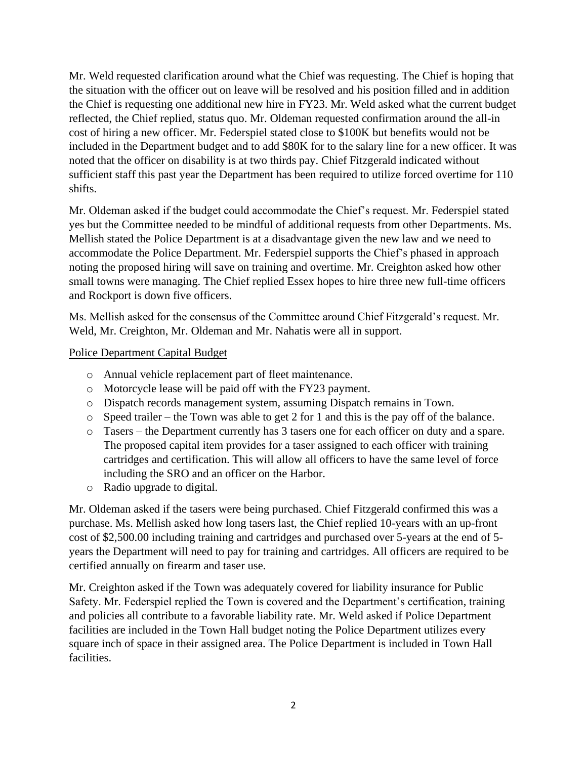Mr. Weld requested clarification around what the Chief was requesting. The Chief is hoping that the situation with the officer out on leave will be resolved and his position filled and in addition the Chief is requesting one additional new hire in FY23. Mr. Weld asked what the current budget reflected, the Chief replied, status quo. Mr. Oldeman requested confirmation around the all-in cost of hiring a new officer. Mr. Federspiel stated close to $100K but benefits would not be included in the Department budget and to add $80K for to the salary line for a new officer. It was noted that the officer on disability is at two thirds pay. Chief Fitzgerald indicated without sufficient staff this past year the Department has been required to utilize forced overtime for 110 shifts.

Mr. Oldeman asked if the budget could accommodate the Chief's request. Mr. Federspiel stated yes but the Committee needed to be mindful of additional requests from other Departments. Ms. Mellish stated the Police Department is at a disadvantage given the new law and we need to accommodate the Police Department. Mr. Federspiel supports the Chief's phased in approach noting the proposed hiring will save on training and overtime. Mr. Creighton asked how other small towns were managing. The Chief replied Essex hopes to hire three new full-time officers and Rockport is down five officers.

Ms. Mellish asked for the consensus of the Committee around Chief Fitzgerald's request. Mr. Weld, Mr. Creighton, Mr. Oldeman and Mr. Nahatis were all in support.

<u>Police Department Capital Budget</u>

- Annual vehicle replacement part of fleet maintenance.
- Motorcycle lease will be paid off with the FY23 payment.
- Dispatch records management system, assuming Dispatch remains in Town.
- Speed trailer – the Town was able to get 2 for 1 and this is the pay off of the balance.
- Tasers – the Department currently has 3 tasers one for each officer on duty and a spare. The proposed capital item provides for a taser assigned to each officer with training cartridges and certification. This will allow all officers to have the same level of force including the SRO and an officer on the Harbor.
- Radio upgrade to digital.

Mr. Oldeman asked if the tasers were being purchased. Chief Fitzgerald confirmed this was a purchase. Ms. Mellish asked how long tasers last, the Chief replied 10-years with an up-front cost of $2,500.00 including training and cartridges and purchased over 5-years at the end of 5-years the Department will need to pay for training and cartridges. All officers are required to be certified annually on firearm and taser use.

Mr. Creighton asked if the Town was adequately covered for liability insurance for Public Safety. Mr. Federspiel replied the Town is covered and the Department's certification, training and policies all contribute to a favorable liability rate. Mr. Weld asked if Police Department facilities are included in the Town Hall budget noting the Police Department utilizes every square inch of space in their assigned area. The Police Department is included in Town Hall facilities.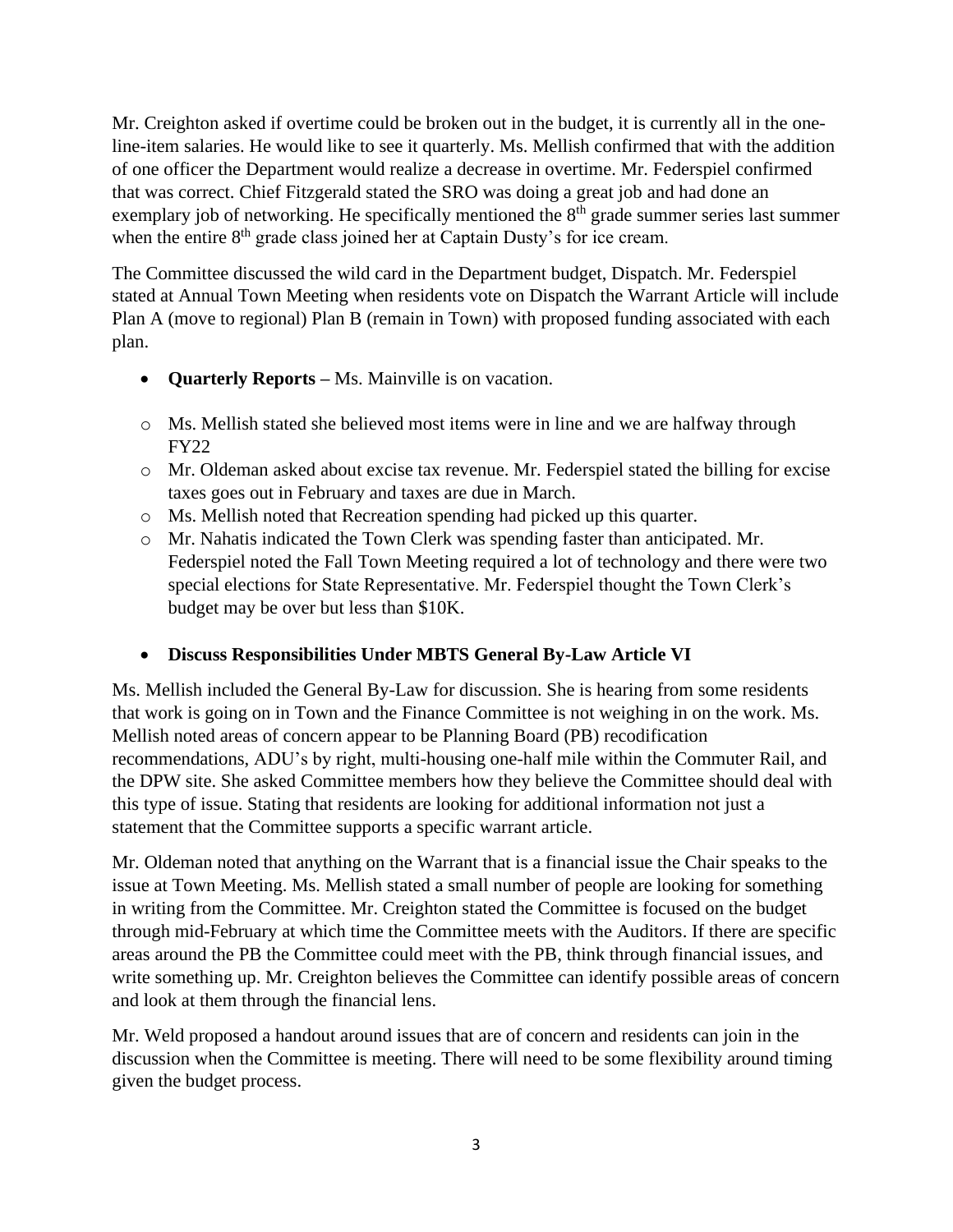Mr. Creighton asked if overtime could be broken out in the budget, it is currently all in the one-line-item salaries. He would like to see it quarterly. Ms. Mellish confirmed that with the addition of one officer the Department would realize a decrease in overtime. Mr. Federspiel confirmed that was correct. Chief Fitzgerald stated the SRO was doing a great job and had done an exemplary job of networking. He specifically mentioned the 8th grade summer series last summer when the entire 8th grade class joined her at Captain Dusty's for ice cream.

The Committee discussed the wild card in the Department budget, Dispatch. Mr. Federspiel stated at Annual Town Meeting when residents vote on Dispatch the Warrant Article will include Plan A (move to regional) Plan B (remain in Town) with proposed funding associated with each plan.

- **Quarterly Reports –** Ms. Mainville is on vacation.

  - Ms. Mellish stated she believed most items were in line and we are halfway through FY22
  - Mr. Oldeman asked about excise tax revenue. Mr. Federspiel stated the billing for excise taxes goes out in February and taxes are due in March.
  - Ms. Mellish noted that Recreation spending had picked up this quarter.
  - Mr. Nahatis indicated the Town Clerk was spending faster than anticipated. Mr. Federspiel noted the Fall Town Meeting required a lot of technology and there were two special elections for State Representative. Mr. Federspiel thought the Town Clerk's budget may be over but less than $10K.

- **Discuss Responsibilities Under MBTS General By-Law Article VI**

Ms. Mellish included the General By-Law for discussion. She is hearing from some residents that work is going on in Town and the Finance Committee is not weighing in on the work. Ms. Mellish noted areas of concern appear to be Planning Board (PB) recodification recommendations, ADU's by right, multi-housing one-half mile within the Commuter Rail, and the DPW site. She asked Committee members how they believe the Committee should deal with this type of issue. Stating that residents are looking for additional information not just a statement that the Committee supports a specific warrant article.

Mr. Oldeman noted that anything on the Warrant that is a financial issue the Chair speaks to the issue at Town Meeting. Ms. Mellish stated a small number of people are looking for something in writing from the Committee. Mr. Creighton stated the Committee is focused on the budget through mid-February at which time the Committee meets with the Auditors. If there are specific areas around the PB the Committee could meet with the PB, think through financial issues, and write something up. Mr. Creighton believes the Committee can identify possible areas of concern and look at them through the financial lens.

Mr. Weld proposed a handout around issues that are of concern and residents can join in the discussion when the Committee is meeting. There will need to be some flexibility around timing given the budget process.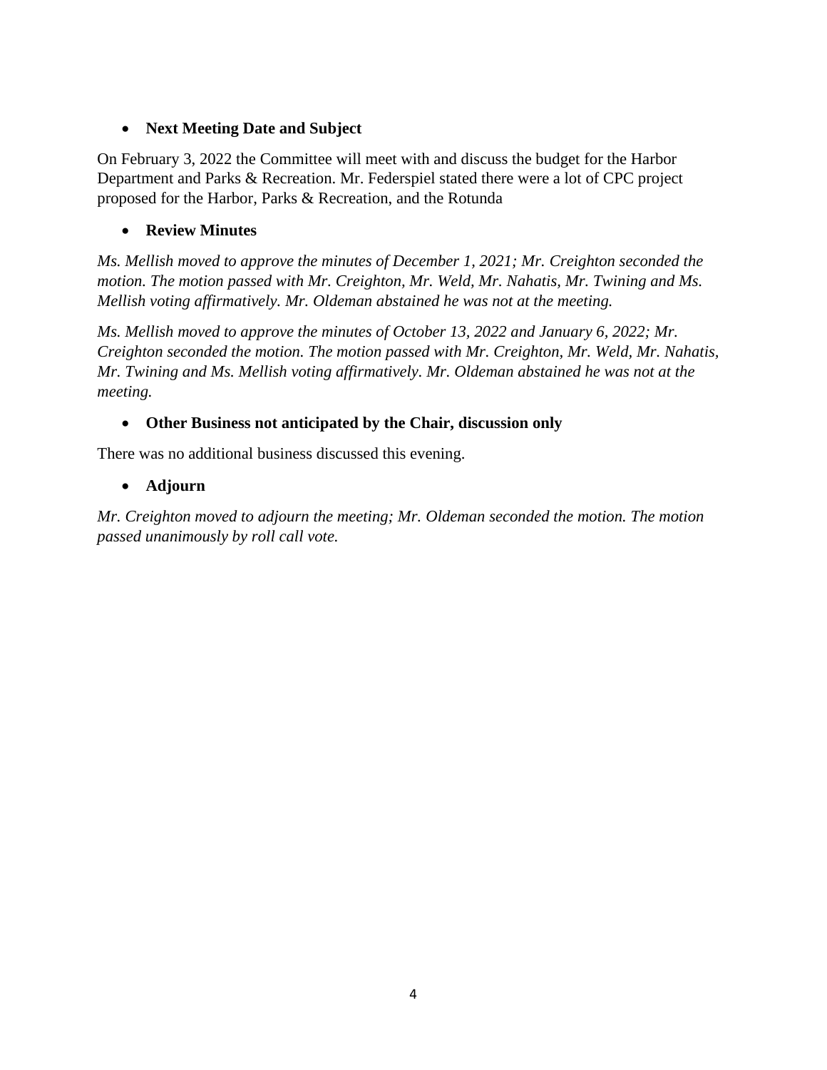- **Next Meeting Date and Subject**

On February 3, 2022 the Committee will meet with and discuss the budget for the Harbor Department and Parks & Recreation. Mr. Federspiel stated there were a lot of CPC project proposed for the Harbor, Parks & Recreation, and the Rotunda

- **Review Minutes**

*Ms. Mellish moved to approve the minutes of December 1, 2021; Mr. Creighton seconded the motion. The motion passed with Mr. Creighton, Mr. Weld, Mr. Nahatis, Mr. Twining and Ms. Mellish voting affirmatively. Mr. Oldeman abstained he was not at the meeting.*

*Ms. Mellish moved to approve the minutes of October 13, 2022 and January 6, 2022; Mr. Creighton seconded the motion. The motion passed with Mr. Creighton, Mr. Weld, Mr. Nahatis, Mr. Twining and Ms. Mellish voting affirmatively. Mr. Oldeman abstained he was not at the meeting.*

- **Other Business not anticipated by the Chair, discussion only**

There was no additional business discussed this evening.

- **Adjourn**

*Mr. Creighton moved to adjourn the meeting; Mr. Oldeman seconded the motion. The motion passed unanimously by roll call vote.*